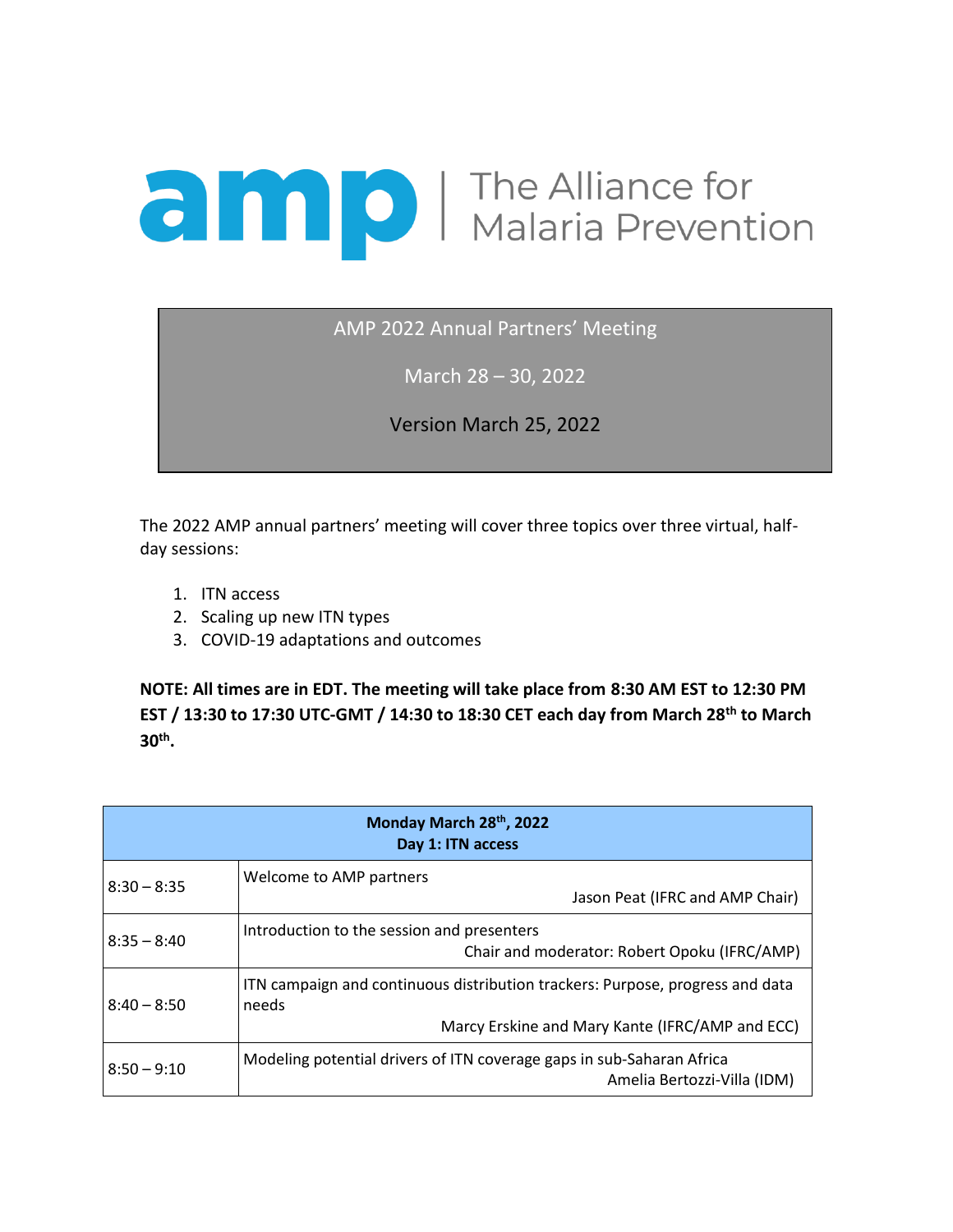# amp | The Alliance for Malaria Prevention

AMP 2022 Annual Partners' Meeting

March 28 – 30, 2022

Version March 25, 2022

The 2022 AMP annual partners' meeting will cover three topics over three virtual, half-day sessions:

1. ITN access
2. Scaling up new ITN types
3. COVID-19 adaptations and outcomes

**NOTE: All times are in EDT. The meeting will take place from 8:30 AM EST to 12:30 PM EST / 13:30 to 17:30 UTC-GMT / 14:30 to 18:30 CET each day from March 28th to March 30th.**

| **Monday March 28th, 2022 Day 1: ITN access** | |
|---|---|
| 8:30 – 8:35 | Welcome to AMP partners<br>Jason Peat (IFRC and AMP Chair) |
| 8:35 – 8:40 | Introduction to the session and presenters<br>Chair and moderator: Robert Opoku (IFRC/AMP) |
| 8:40 – 8:50 | ITN campaign and continuous distribution trackers: Purpose, progress and data needs<br>Marcy Erskine and Mary Kante (IFRC/AMP and ECC) |
| 8:50 – 9:10 | Modeling potential drivers of ITN coverage gaps in sub-Saharan Africa<br>Amelia Bertozzi-Villa (IDM) |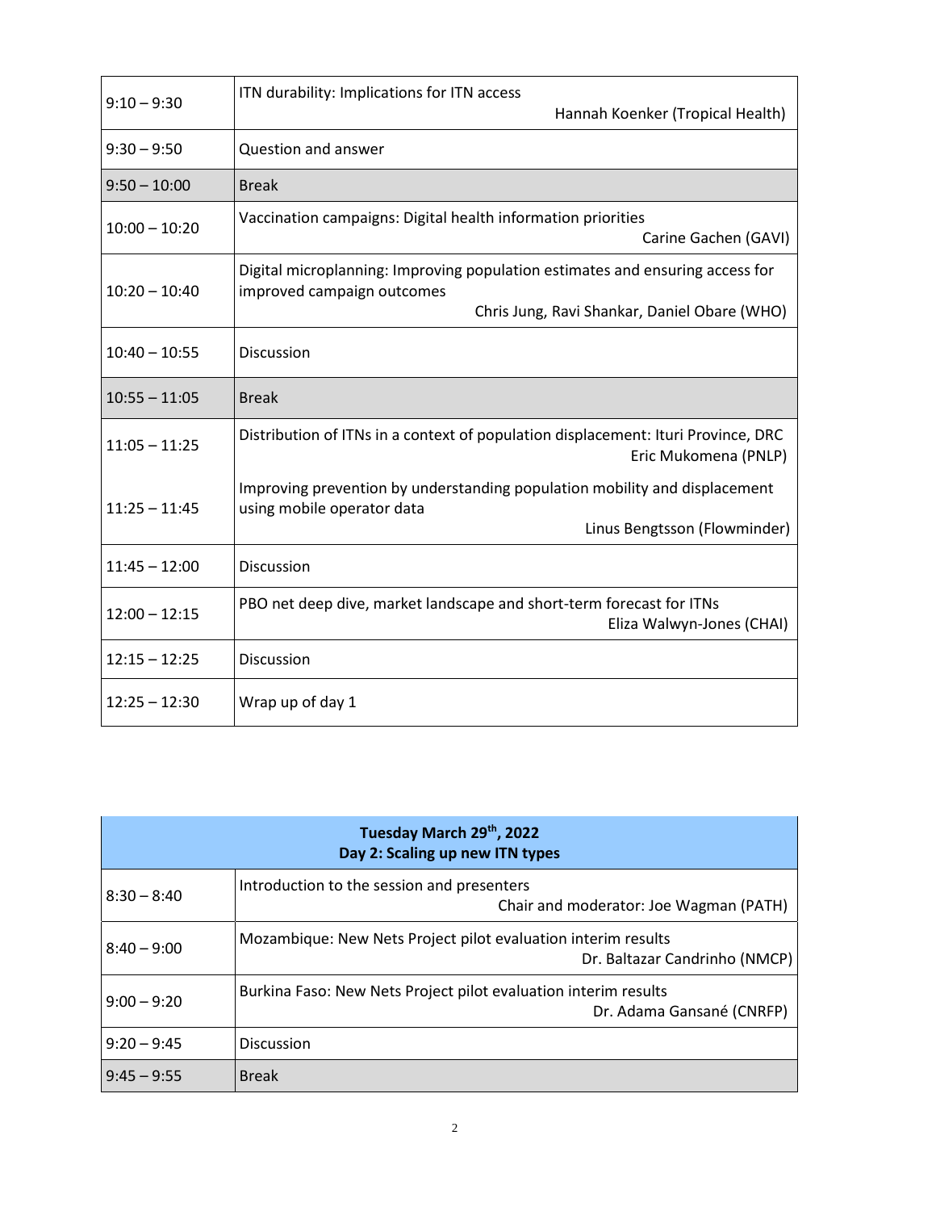| | |
|---|---|
| 9:10 – 9:30 | ITN durability: Implications for ITN access<br>Hannah Koenker (Tropical Health) |
| 9:30 – 9:50 | Question and answer |
| 9:50 – 10:00 | Break |
| 10:00 – 10:20 | Vaccination campaigns: Digital health information priorities<br>Carine Gachen (GAVI) |
| 10:20 – 10:40 | Digital microplanning: Improving population estimates and ensuring access for improved campaign outcomes<br>Chris Jung, Ravi Shankar, Daniel Obare (WHO) |
| 10:40 – 10:55 | Discussion |
| 10:55 – 11:05 | Break |
| 11:05 – 11:25 | Distribution of ITNs in a context of population displacement: Ituri Province, DRC<br>Eric Mukomena (PNLP) |
| 11:25 – 11:45 | Improving prevention by understanding population mobility and displacement using mobile operator data<br>Linus Bengtsson (Flowminder) |
| 11:45 – 12:00 | Discussion |
| 12:00 – 12:15 | PBO net deep dive, market landscape and short-term forecast for ITNs<br>Eliza Walwyn-Jones (CHAI) |
| 12:15 – 12:25 | Discussion |
| 12:25 – 12:30 | Wrap up of day 1 |

| **Tuesday March 29th, 2022**<br>**Day 2: Scaling up new ITN types** | |
|---|---|
| 8:30 – 8:40 | Introduction to the session and presenters<br>Chair and moderator: Joe Wagman (PATH) |
| 8:40 – 9:00 | Mozambique: New Nets Project pilot evaluation interim results<br>Dr. Baltazar Candrinho (NMCP) |
| 9:00 – 9:20 | Burkina Faso: New Nets Project pilot evaluation interim results<br>Dr. Adama Gansané (CNRFP) |
| 9:20 – 9:45 | Discussion |
| 9:45 – 9:55 | Break |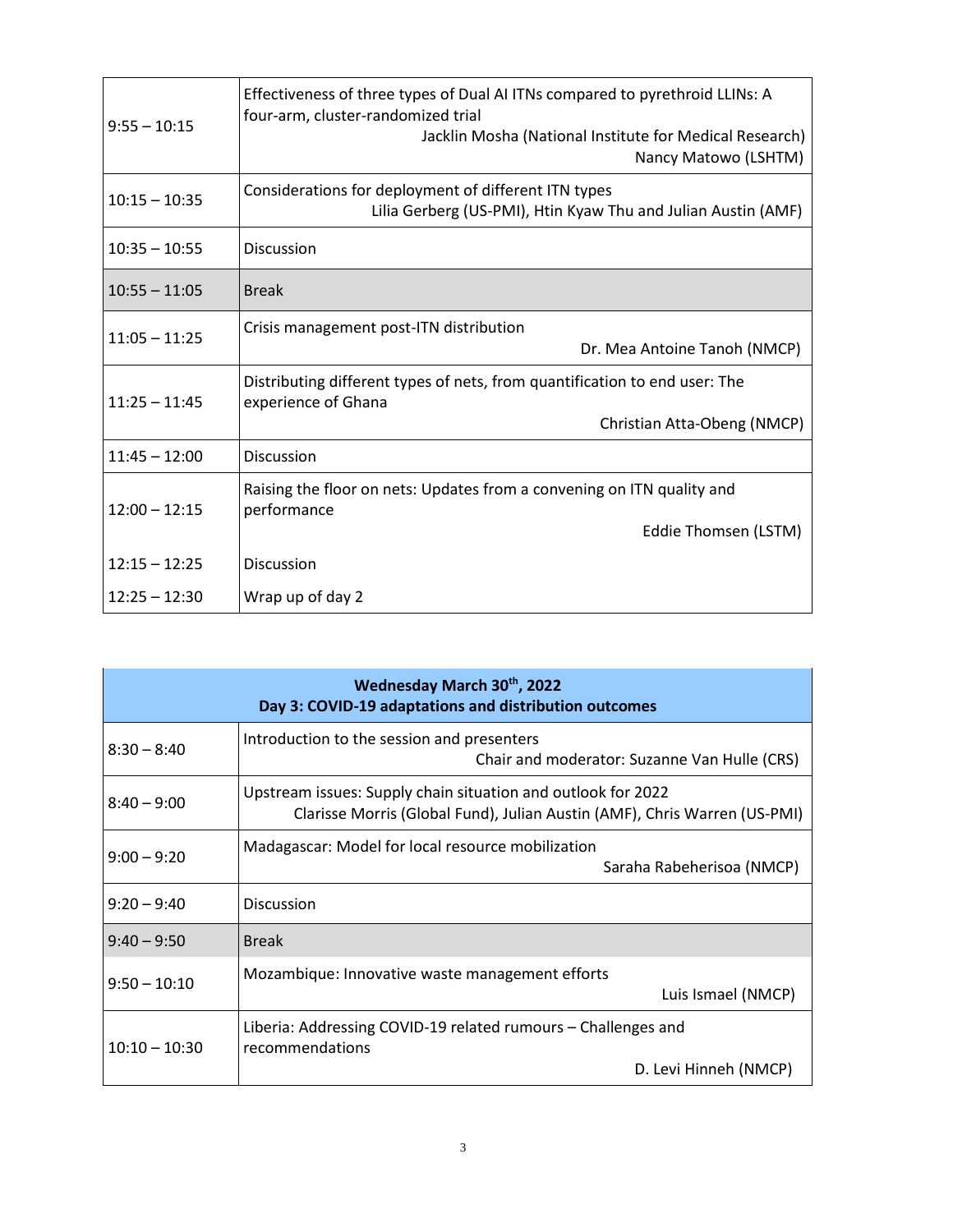| | |
|---|---|
| 9:55 – 10:15 | Effectiveness of three types of Dual AI ITNs compared to pyrethroid LLINs: A four-arm, cluster-randomized trial<br>Jacklin Mosha (National Institute for Medical Research)<br>Nancy Matowo (LSHTM) |
| 10:15 – 10:35 | Considerations for deployment of different ITN types<br>Lilia Gerberg (US-PMI), Htin Kyaw Thu and Julian Austin (AMF) |
| 10:35 – 10:55 | Discussion |
| 10:55 – 11:05 | Break |
| 11:05 – 11:25 | Crisis management post-ITN distribution<br>Dr. Mea Antoine Tanoh (NMCP) |
| 11:25 – 11:45 | Distributing different types of nets, from quantification to end user: The experience of Ghana<br>Christian Atta-Obeng (NMCP) |
| 11:45 – 12:00 | Discussion |
| 12:00 – 12:15 | Raising the floor on nets: Updates from a convening on ITN quality and performance<br>Eddie Thomsen (LSTM) |
| 12:15 – 12:25 | Discussion |
| 12:25 – 12:30 | Wrap up of day 2 |

| **Wednesday March 30th, 2022**<br>**Day 3: COVID-19 adaptations and distribution outcomes** | |
|---|---|
| 8:30 – 8:40 | Introduction to the session and presenters<br>Chair and moderator: Suzanne Van Hulle (CRS) |
| 8:40 – 9:00 | Upstream issues: Supply chain situation and outlook for 2022<br>Clarisse Morris (Global Fund), Julian Austin (AMF), Chris Warren (US-PMI) |
| 9:00 – 9:20 | Madagascar: Model for local resource mobilization<br>Saraha Rabeherisoa (NMCP) |
| 9:20 – 9:40 | Discussion |
| 9:40 – 9:50 | Break |
| 9:50 – 10:10 | Mozambique: Innovative waste management efforts<br>Luis Ismael (NMCP) |
| 10:10 – 10:30 | Liberia: Addressing COVID-19 related rumours – Challenges and recommendations<br>D. Levi Hinneh (NMCP) |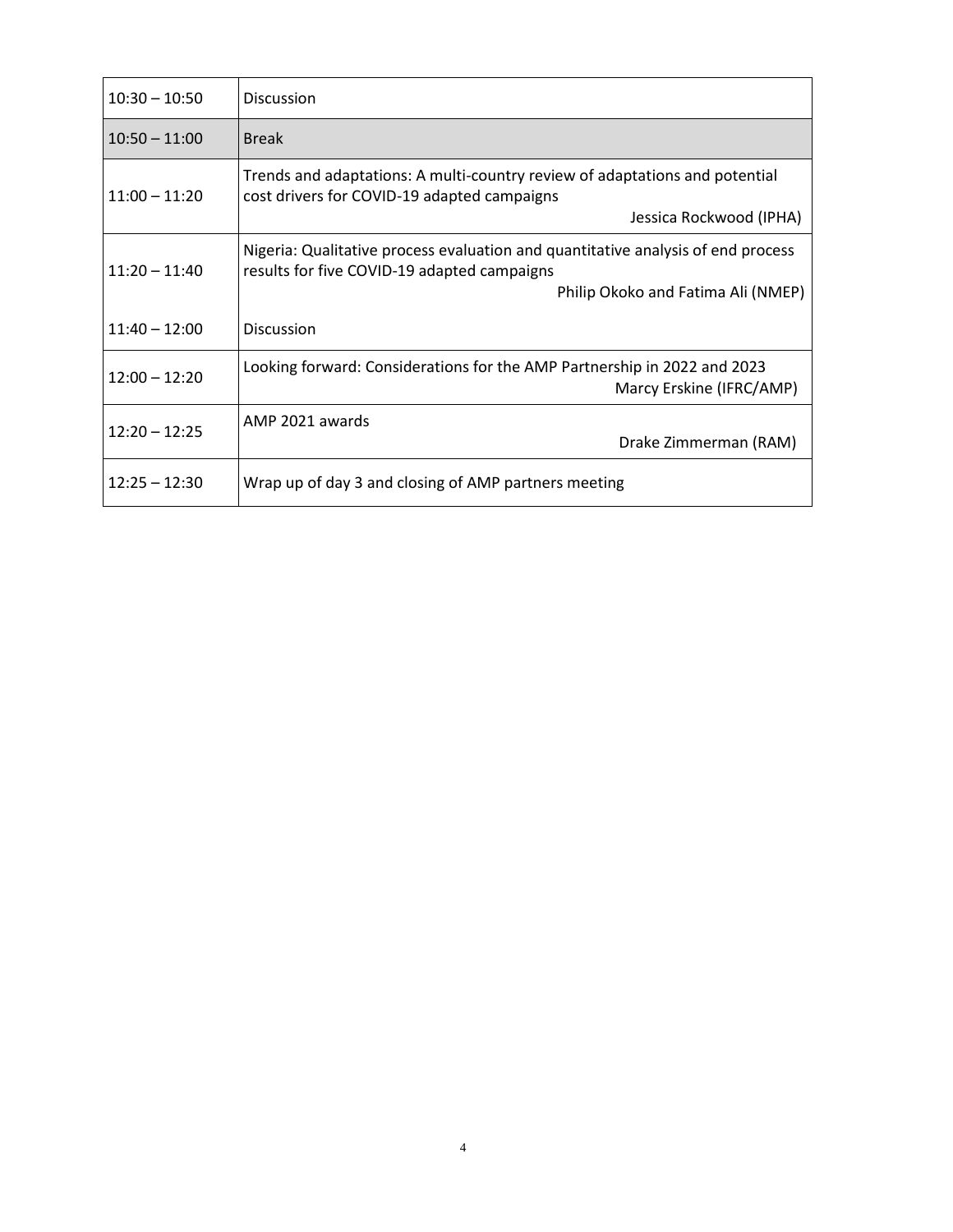| | |
|---|---|
| 10:30 – 10:50 | Discussion |
| 10:50 – 11:00 | Break |
| 11:00 – 11:20 | Trends and adaptations: A multi-country review of adaptations and potential cost drivers for COVID-19 adapted campaigns<br>Jessica Rockwood (IPHA) |
| 11:20 – 11:40 | Nigeria: Qualitative process evaluation and quantitative analysis of end process results for five COVID-19 adapted campaigns<br>Philip Okoko and Fatima Ali (NMEP) |
| 11:40 – 12:00 | Discussion |
| 12:00 – 12:20 | Looking forward: Considerations for the AMP Partnership in 2022 and 2023<br>Marcy Erskine (IFRC/AMP) |
| 12:20 – 12:25 | AMP 2021 awards<br>Drake Zimmerman (RAM) |
| 12:25 – 12:30 | Wrap up of day 3 and closing of AMP partners meeting |